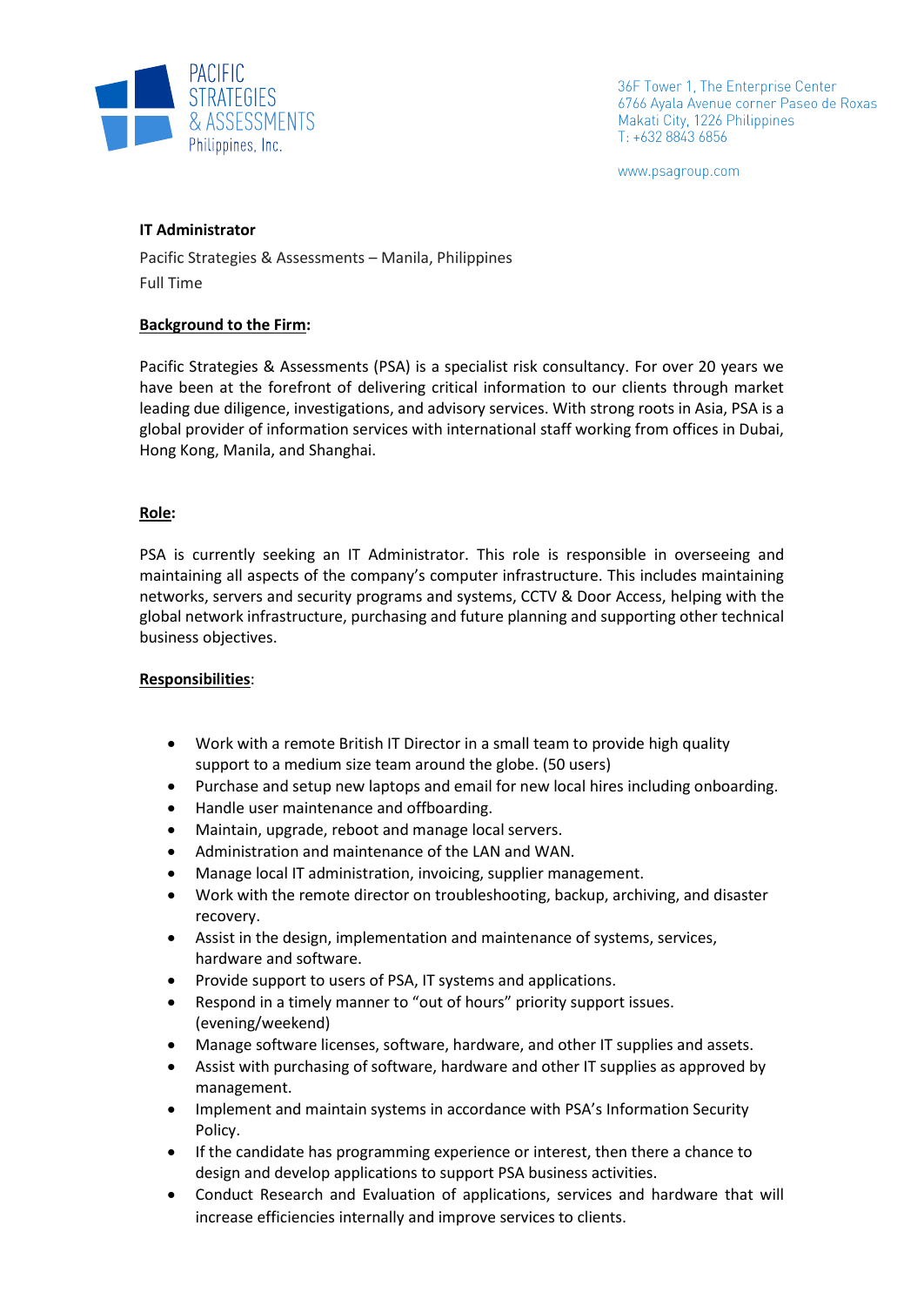PACIFIC STRATEGIES & ASSESSMENTS Philippines, Inc.

36F Tower 1, The Enterprise Center
6766 Ayala Avenue corner Paseo de Roxas
Makati City, 1226 Philippines
T: +632 8843 6856

www.psagroup.com

**IT Administrator**

Pacific Strategies & Assessments – Manila, Philippines
Full Time

**Background to the Firm:**

Pacific Strategies & Assessments (PSA) is a specialist risk consultancy. For over 20 years we have been at the forefront of delivering critical information to our clients through market leading due diligence, investigations, and advisory services. With strong roots in Asia, PSA is a global provider of information services with international staff working from offices in Dubai, Hong Kong, Manila, and Shanghai.

**Role:**

PSA is currently seeking an IT Administrator. This role is responsible in overseeing and maintaining all aspects of the company's computer infrastructure. This includes maintaining networks, servers and security programs and systems, CCTV & Door Access, helping with the global network infrastructure, purchasing and future planning and supporting other technical business objectives.

**Responsibilities:**

- Work with a remote British IT Director in a small team to provide high quality support to a medium size team around the globe. (50 users)
- Purchase and setup new laptops and email for new local hires including onboarding.
- Handle user maintenance and offboarding.
- Maintain, upgrade, reboot and manage local servers.
- Administration and maintenance of the LAN and WAN.
- Manage local IT administration, invoicing, supplier management.
- Work with the remote director on troubleshooting, backup, archiving, and disaster recovery.
- Assist in the design, implementation and maintenance of systems, services, hardware and software.
- Provide support to users of PSA, IT systems and applications.
- Respond in a timely manner to "out of hours" priority support issues. (evening/weekend)
- Manage software licenses, software, hardware, and other IT supplies and assets.
- Assist with purchasing of software, hardware and other IT supplies as approved by management.
- Implement and maintain systems in accordance with PSA's Information Security Policy.
- If the candidate has programming experience or interest, then there a chance to design and develop applications to support PSA business activities.
- Conduct Research and Evaluation of applications, services and hardware that will increase efficiencies internally and improve services to clients.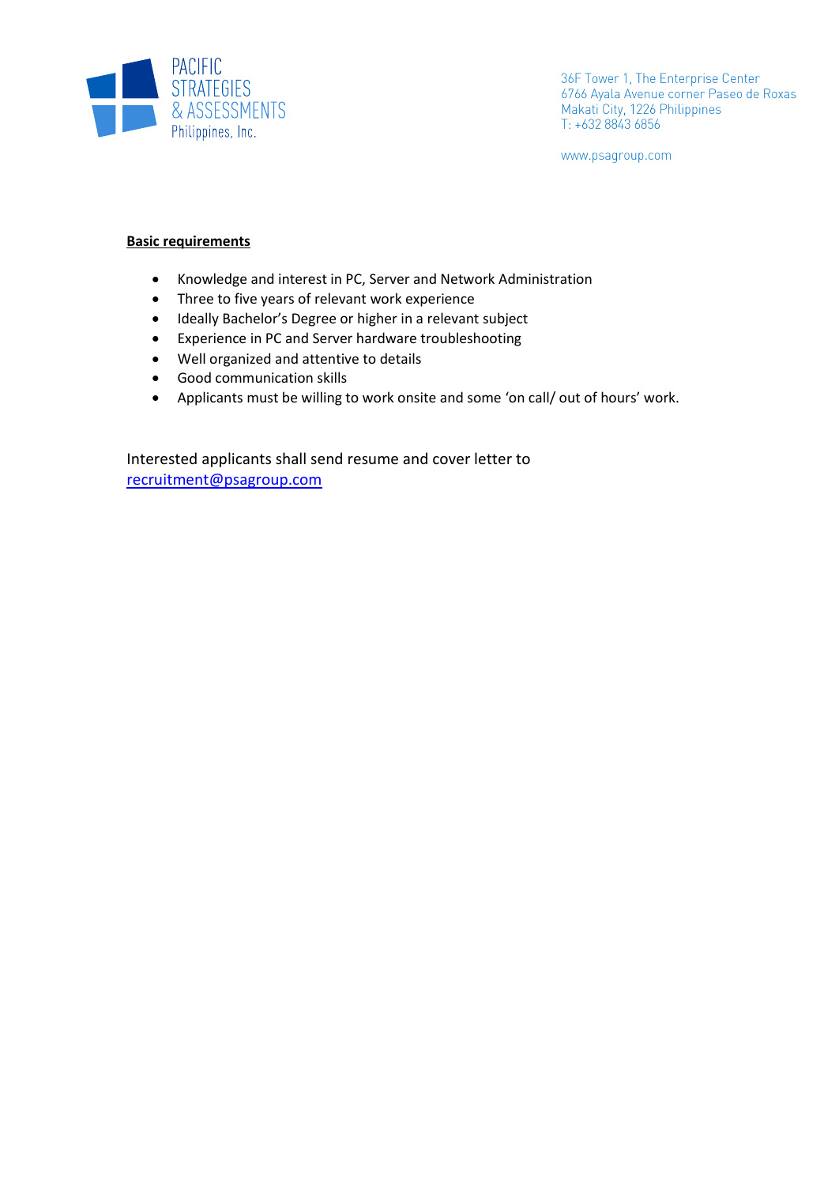**Basic requirements**

- Knowledge and interest in PC, Server and Network Administration
- Three to five years of relevant work experience
- Ideally Bachelor's Degree or higher in a relevant subject
- Experience in PC and Server hardware troubleshooting
- Well organized and attentive to details
- Good communication skills
- Applicants must be willing to work onsite and some 'on call/ out of hours' work.

Interested applicants shall send resume and cover letter to recruitment@psagroup.com